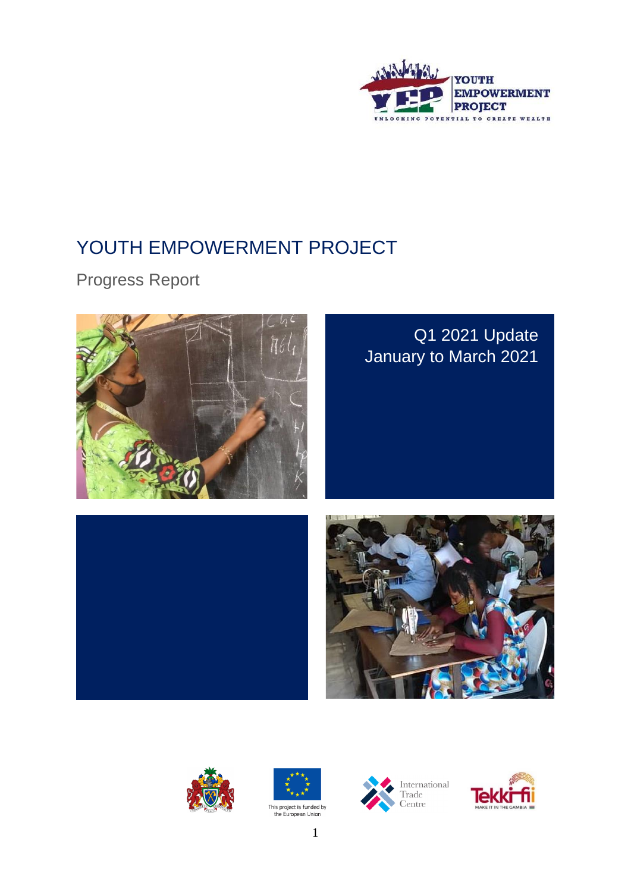# YOUTH EMPOWERMENT PROJECT

Progress Report

Q1 2021 Update
January to March 2021

This project is funded by the European Union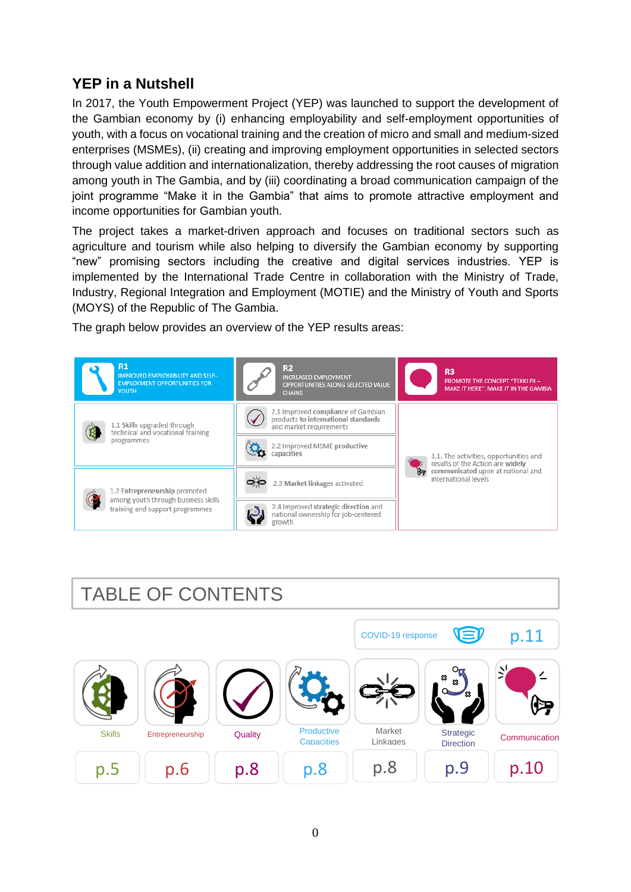## YEP in a Nutshell

In 2017, the Youth Empowerment Project (YEP) was launched to support the development of the Gambian economy by (i) enhancing employability and self-employment opportunities of youth, with a focus on vocational training and the creation of micro and small and medium-sized enterprises (MSMEs), (ii) creating and improving employment opportunities in selected sectors through value addition and internationalization, thereby addressing the root causes of migration among youth in The Gambia, and by (iii) coordinating a broad communication campaign of the joint programme "Make it in the Gambia" that aims to promote attractive employment and income opportunities for Gambian youth.

The project takes a market-driven approach and focuses on traditional sectors such as agriculture and tourism while also helping to diversify the Gambian economy by supporting "new" promising sectors including the creative and digital services industries. YEP is implemented by the International Trade Centre in collaboration with the Ministry of Trade, Industry, Regional Integration and Employment (MOTIE) and the Ministry of Youth and Sports (MOYS) of the Republic of The Gambia.

The graph below provides an overview of the YEP results areas:

| R1 IMPROVED EMPLOYABILITY AND SELF-EMPLOYMENT OPPORTUNITIES FOR YOUTH | R2 INCREASED EMPLOYMENT OPPORTUNITIES ALONG SELECTED VALUE CHAINS | R3 PROMOTE THE CONCEPT "TEKKI FII – MAKE IT HERE": MAKE IT IN THE GAMBIA |
|---|---|---|
| 1.1 **Skills** upgraded through technical and vocational training programmes | 2.1 Improved **compliance** of Gambian products **to international standards** and market requirements | 3.1. The activities, opportunities and results of the Action are **widely communicated** upon at national and international levels |
| | 2.2 Improved MSME **productive** capacities | |
| 1.2 **Entrepreneurship** promoted among youth through business skills training and support programmes | 2.3 **Market** linkages activated | |
| | 2.4 Improved **strategic direction** and national ownership for job-centered growth | |

## TABLE OF CONTENTS

COVID-19 response p.11

| Skills | Entrepreneurship | Quality | Productive Capacities | Market Linkages | Strategic Direction | Communication |
|---|---|---|---|---|---|---|
| p.5 | p.6 | p.8 | p.8 | p.8 | p.9 | p.10 |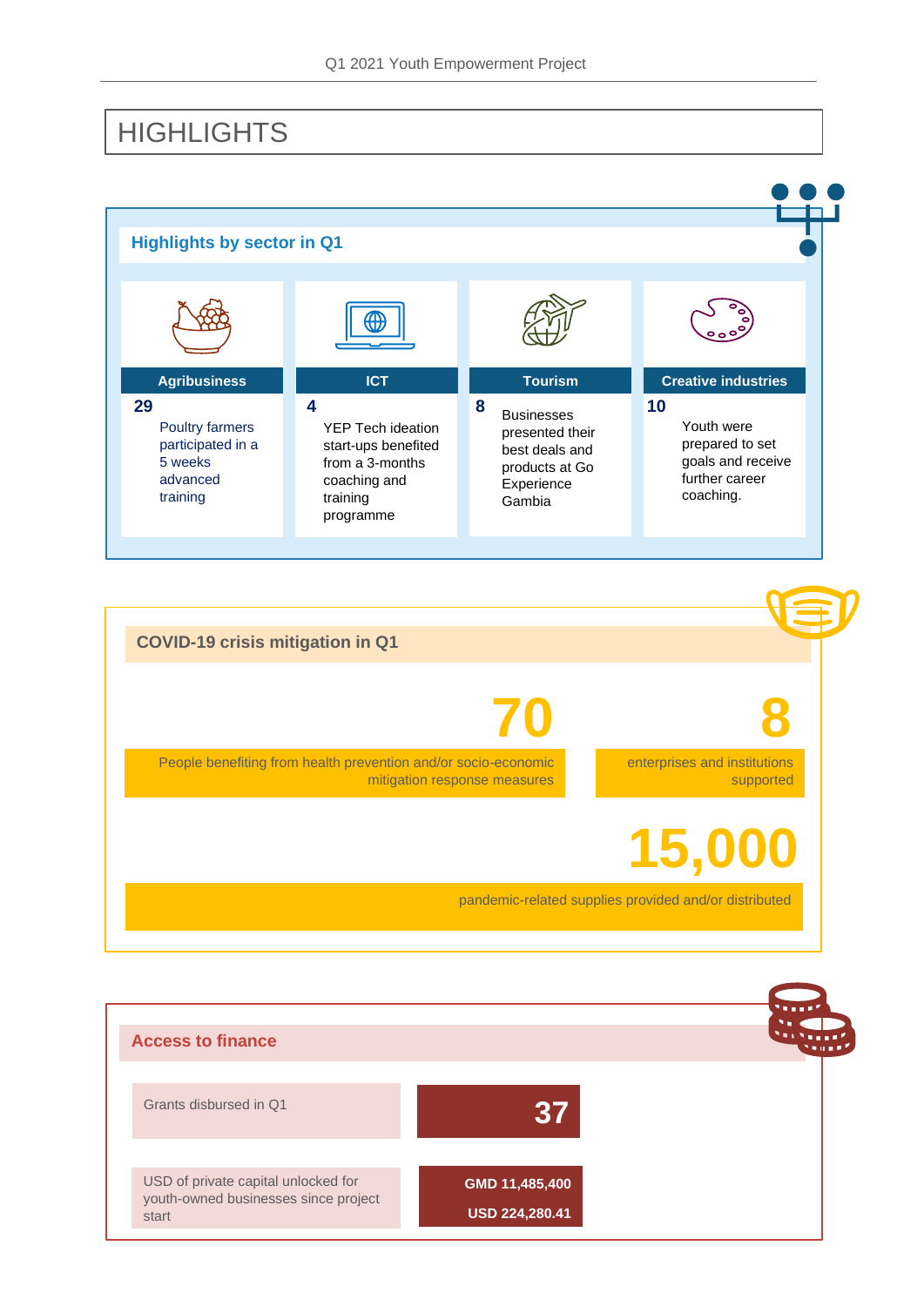# HIGHLIGHTS

## Highlights by sector in Q1

**Agribusiness**

29

Poultry farmers participated in a 5 weeks advanced training

**ICT**

4

YEP Tech ideation start-ups benefited from a 3-months coaching and training programme

**Tourism**

8

Businesses presented their best deals and products at Go Experience Gambia

**Creative industries**

10

Youth were prepared to set goals and receive further career coaching.

## COVID-19 crisis mitigation in Q1

**70**

People benefiting from health prevention and/or socio-economic mitigation response measures

**8**

enterprises and institutions supported

**15,000**

pandemic-related supplies provided and/or distributed

## Access to finance

| | |
|---|---|
| Grants disbursed in Q1 | 37 |
| USD of private capital unlocked for youth-owned businesses since project start | GMD 11,485,400<br>USD 224,280.41 |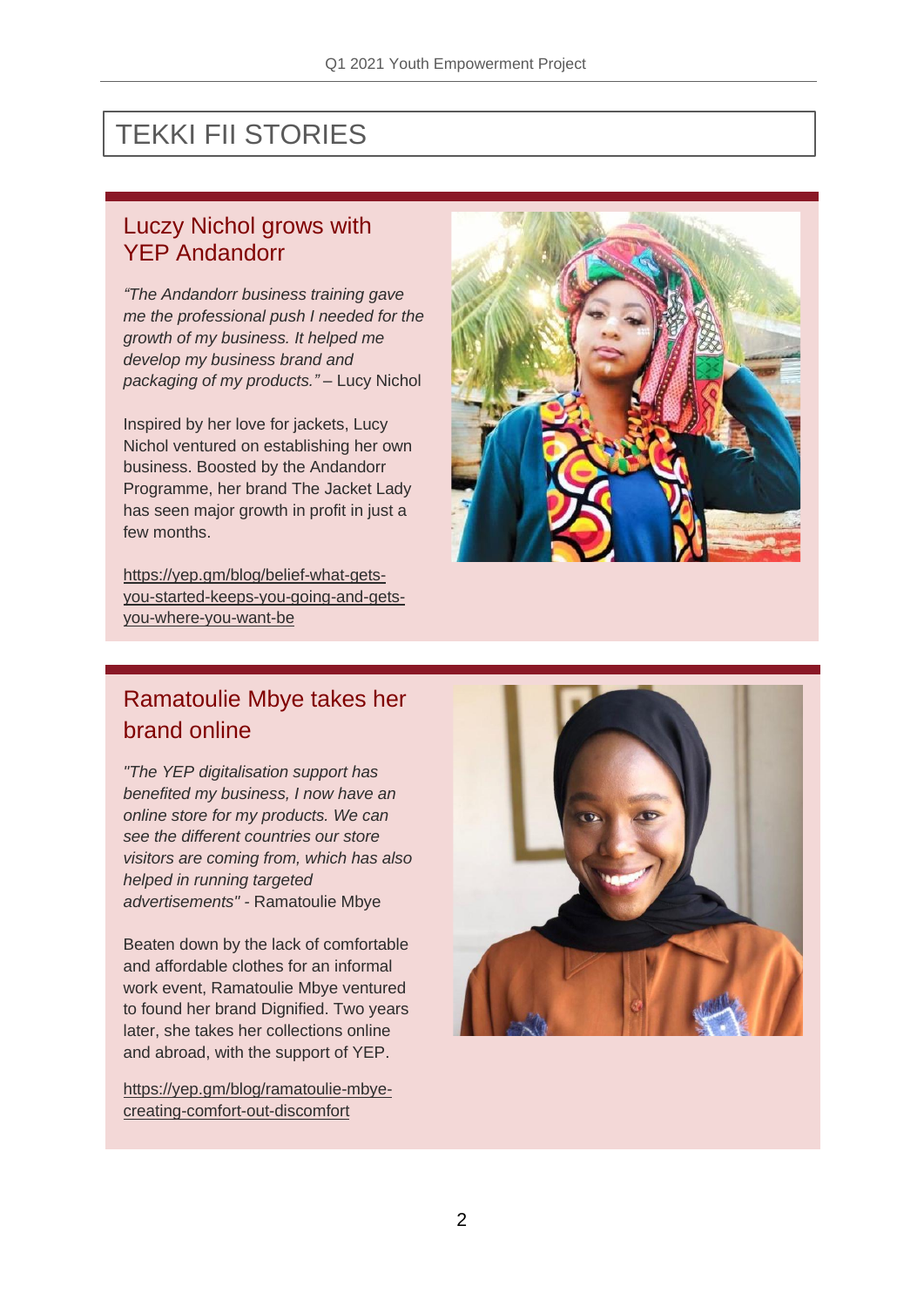# TEKKI FII STORIES

## Luczy Nichol grows with YEP Andandorr

*"The Andandorr business training gave me the professional push I needed for the growth of my business. It helped me develop my business brand and packaging of my products."* – Lucy Nichol

Inspired by her love for jackets, Lucy Nichol ventured on establishing her own business. Boosted by the Andandorr Programme, her brand The Jacket Lady has seen major growth in profit in just a few months.

https://yep.gm/blog/belief-what-gets-you-started-keeps-you-going-and-gets-you-where-you-want-be

## Ramatoulie Mbye takes her brand online

*"The YEP digitalisation support has benefited my business, I now have an online store for my products. We can see the different countries our store visitors are coming from, which has also helped in running targeted advertisements"* - Ramatoulie Mbye

Beaten down by the lack of comfortable and affordable clothes for an informal work event, Ramatoulie Mbye ventured to found her brand Dignified. Two years later, she takes her collections online and abroad, with the support of YEP.

https://yep.gm/blog/ramatoulie-mbye-creating-comfort-out-discomfort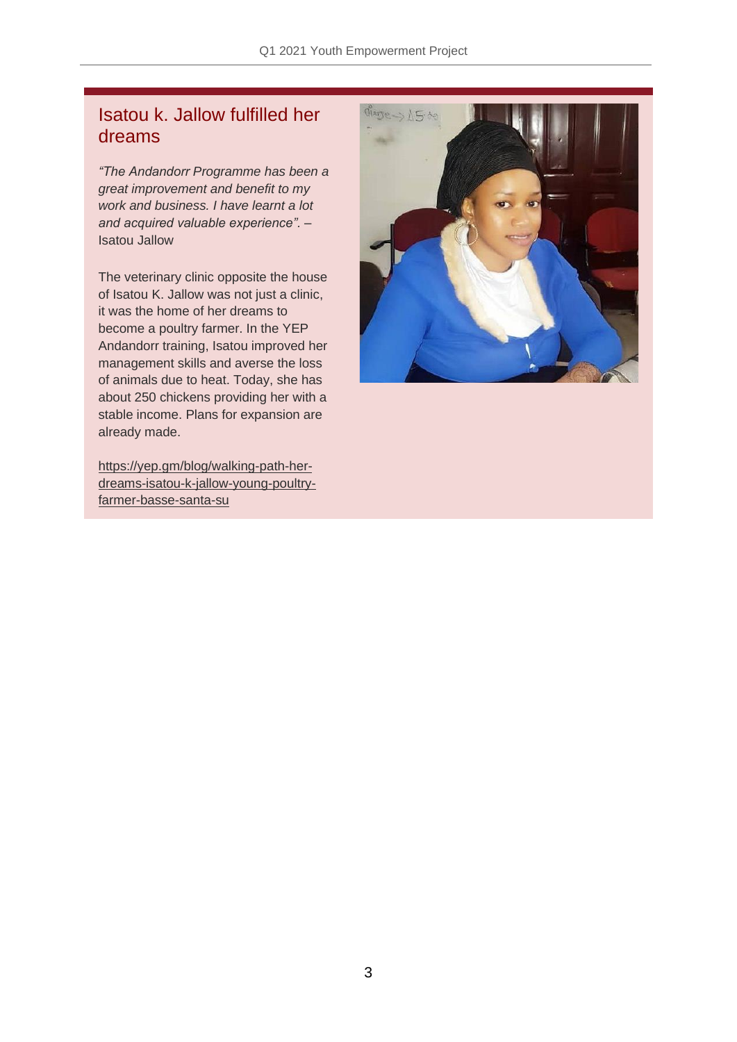## Isatou k. Jallow fulfilled her dreams

*"The Andandorr Programme has been a great improvement and benefit to my work and business. I have learnt a lot and acquired valuable experience".* – Isatou Jallow

The veterinary clinic opposite the house of Isatou K. Jallow was not just a clinic, it was the home of her dreams to become a poultry farmer. In the YEP Andandorr training, Isatou improved her management skills and averse the loss of animals due to heat. Today, she has about 250 chickens providing her with a stable income. Plans for expansion are already made.

https://yep.gm/blog/walking-path-her-dreams-isatou-k-jallow-young-poultry-farmer-basse-santa-su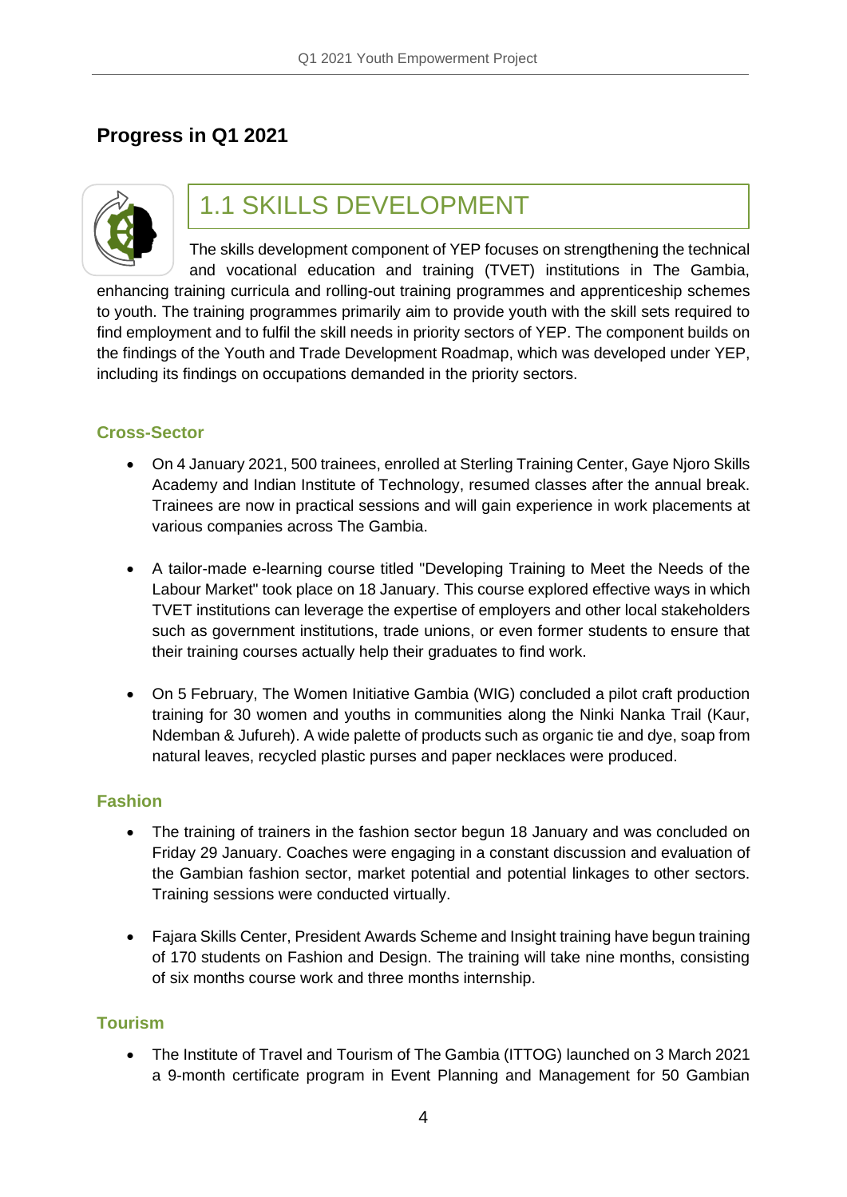## Progress in Q1 2021

### 1.1 SKILLS DEVELOPMENT

The skills development component of YEP focuses on strengthening the technical and vocational education and training (TVET) institutions in The Gambia, enhancing training curricula and rolling-out training programmes and apprenticeship schemes to youth. The training programmes primarily aim to provide youth with the skill sets required to find employment and to fulfil the skill needs in priority sectors of YEP. The component builds on the findings of the Youth and Trade Development Roadmap, which was developed under YEP, including its findings on occupations demanded in the priority sectors.

#### Cross-Sector

- On 4 January 2021, 500 trainees, enrolled at Sterling Training Center, Gaye Njoro Skills Academy and Indian Institute of Technology, resumed classes after the annual break. Trainees are now in practical sessions and will gain experience in work placements at various companies across The Gambia.
- A tailor-made e-learning course titled "Developing Training to Meet the Needs of the Labour Market" took place on 18 January. This course explored effective ways in which TVET institutions can leverage the expertise of employers and other local stakeholders such as government institutions, trade unions, or even former students to ensure that their training courses actually help their graduates to find work.
- On 5 February, The Women Initiative Gambia (WIG) concluded a pilot craft production training for 30 women and youths in communities along the Ninki Nanka Trail (Kaur, Ndemban & Jufureh). A wide palette of products such as organic tie and dye, soap from natural leaves, recycled plastic purses and paper necklaces were produced.

#### Fashion

- The training of trainers in the fashion sector begun 18 January and was concluded on Friday 29 January. Coaches were engaging in a constant discussion and evaluation of the Gambian fashion sector, market potential and potential linkages to other sectors. Training sessions were conducted virtually.
- Fajara Skills Center, President Awards Scheme and Insight training have begun training of 170 students on Fashion and Design. The training will take nine months, consisting of six months course work and three months internship.

#### Tourism

- The Institute of Travel and Tourism of The Gambia (ITTOG) launched on 3 March 2021 a 9-month certificate program in Event Planning and Management for 50 Gambian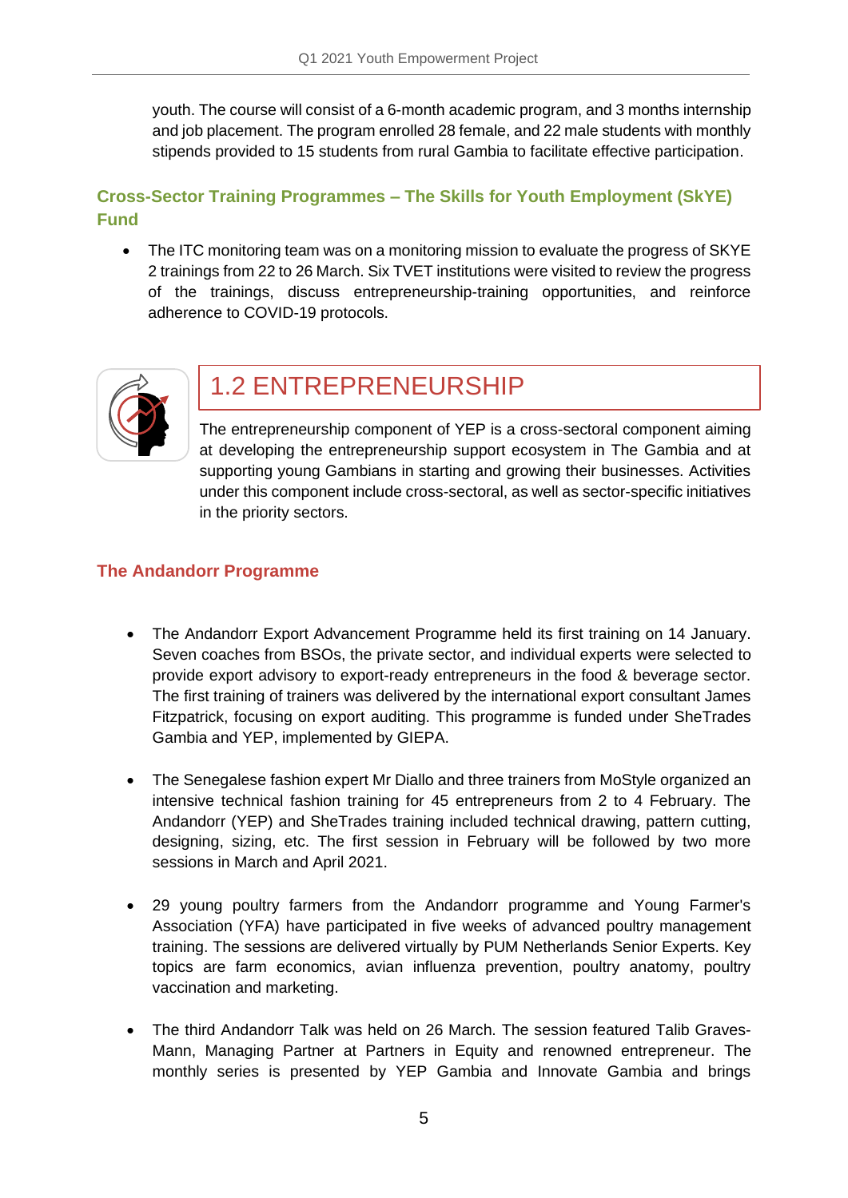youth. The course will consist of a 6-month academic program, and 3 months internship and job placement. The program enrolled 28 female, and 22 male students with monthly stipends provided to 15 students from rural Gambia to facilitate effective participation.

### Cross-Sector Training Programmes – The Skills for Youth Employment (SkYE) Fund

- The ITC monitoring team was on a monitoring mission to evaluate the progress of SKYE 2 trainings from 22 to 26 March. Six TVET institutions were visited to review the progress of the trainings, discuss entrepreneurship-training opportunities, and reinforce adherence to COVID-19 protocols.

## 1.2 ENTREPRENEURSHIP

The entrepreneurship component of YEP is a cross-sectoral component aiming at developing the entrepreneurship support ecosystem in The Gambia and at supporting young Gambians in starting and growing their businesses. Activities under this component include cross-sectoral, as well as sector-specific initiatives in the priority sectors.

### The Andandorr Programme

- The Andandorr Export Advancement Programme held its first training on 14 January. Seven coaches from BSOs, the private sector, and individual experts were selected to provide export advisory to export-ready entrepreneurs in the food & beverage sector. The first training of trainers was delivered by the international export consultant James Fitzpatrick, focusing on export auditing. This programme is funded under SheTrades Gambia and YEP, implemented by GIEPA.

- The Senegalese fashion expert Mr Diallo and three trainers from MoStyle organized an intensive technical fashion training for 45 entrepreneurs from 2 to 4 February. The Andandorr (YEP) and SheTrades training included technical drawing, pattern cutting, designing, sizing, etc. The first session in February will be followed by two more sessions in March and April 2021.

- 29 young poultry farmers from the Andandorr programme and Young Farmer's Association (YFA) have participated in five weeks of advanced poultry management training. The sessions are delivered virtually by PUM Netherlands Senior Experts. Key topics are farm economics, avian influenza prevention, poultry anatomy, poultry vaccination and marketing.

- The third Andandorr Talk was held on 26 March. The session featured Talib Graves-Mann, Managing Partner at Partners in Equity and renowned entrepreneur. The monthly series is presented by YEP Gambia and Innovate Gambia and brings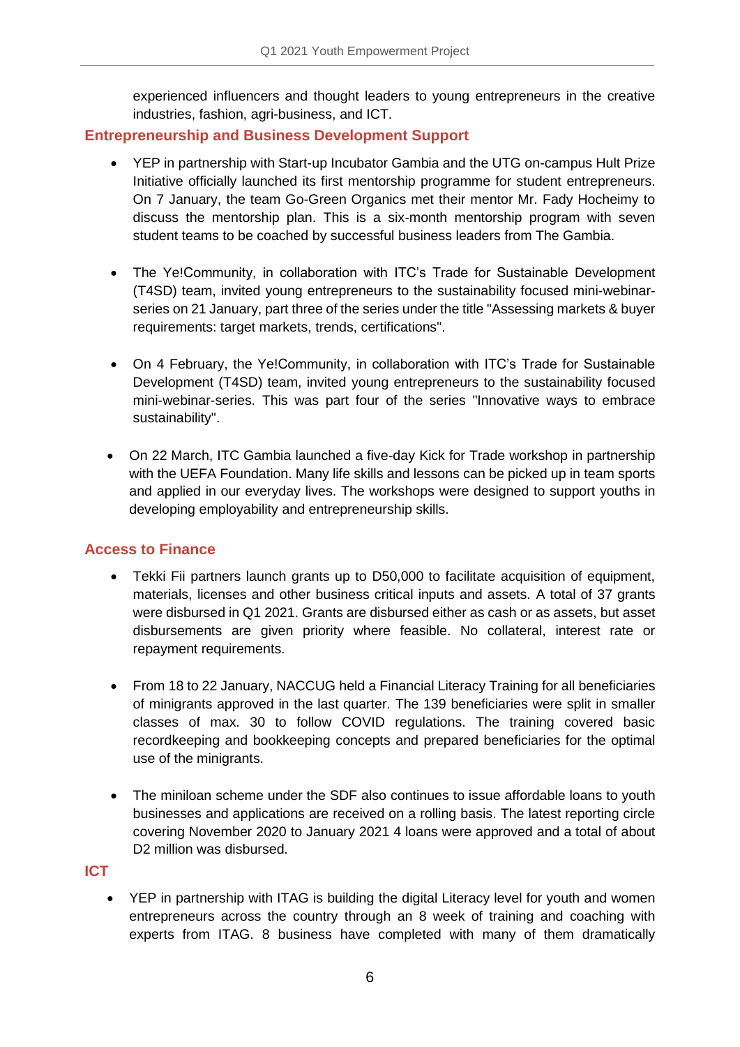experienced influencers and thought leaders to young entrepreneurs in the creative industries, fashion, agri-business, and ICT.

## Entrepreneurship and Business Development Support

- YEP in partnership with Start-up Incubator Gambia and the UTG on-campus Hult Prize Initiative officially launched its first mentorship programme for student entrepreneurs. On 7 January, the team Go-Green Organics met their mentor Mr. Fady Hocheimy to discuss the mentorship plan. This is a six-month mentorship program with seven student teams to be coached by successful business leaders from The Gambia.

- The Ye!Community, in collaboration with ITC's Trade for Sustainable Development (T4SD) team, invited young entrepreneurs to the sustainability focused mini-webinar-series on 21 January, part three of the series under the title "Assessing markets & buyer requirements: target markets, trends, certifications".

- On 4 February, the Ye!Community, in collaboration with ITC's Trade for Sustainable Development (T4SD) team, invited young entrepreneurs to the sustainability focused mini-webinar-series. This was part four of the series "Innovative ways to embrace sustainability".

- On 22 March, ITC Gambia launched a five-day Kick for Trade workshop in partnership with the UEFA Foundation. Many life skills and lessons can be picked up in team sports and applied in our everyday lives. The workshops were designed to support youths in developing employability and entrepreneurship skills.

## Access to Finance

- Tekki Fii partners launch grants up to D50,000 to facilitate acquisition of equipment, materials, licenses and other business critical inputs and assets. A total of 37 grants were disbursed in Q1 2021. Grants are disbursed either as cash or as assets, but asset disbursements are given priority where feasible. No collateral, interest rate or repayment requirements.

- From 18 to 22 January, NACCUG held a Financial Literacy Training for all beneficiaries of minigrants approved in the last quarter. The 139 beneficiaries were split in smaller classes of max. 30 to follow COVID regulations. The training covered basic recordkeeping and bookkeeping concepts and prepared beneficiaries for the optimal use of the minigrants.

- The miniloan scheme under the SDF also continues to issue affordable loans to youth businesses and applications are received on a rolling basis. The latest reporting circle covering November 2020 to January 2021 4 loans were approved and a total of about D2 million was disbursed.

## ICT

- YEP in partnership with ITAG is building the digital Literacy level for youth and women entrepreneurs across the country through an 8 week of training and coaching with experts from ITAG. 8 business have completed with many of them dramatically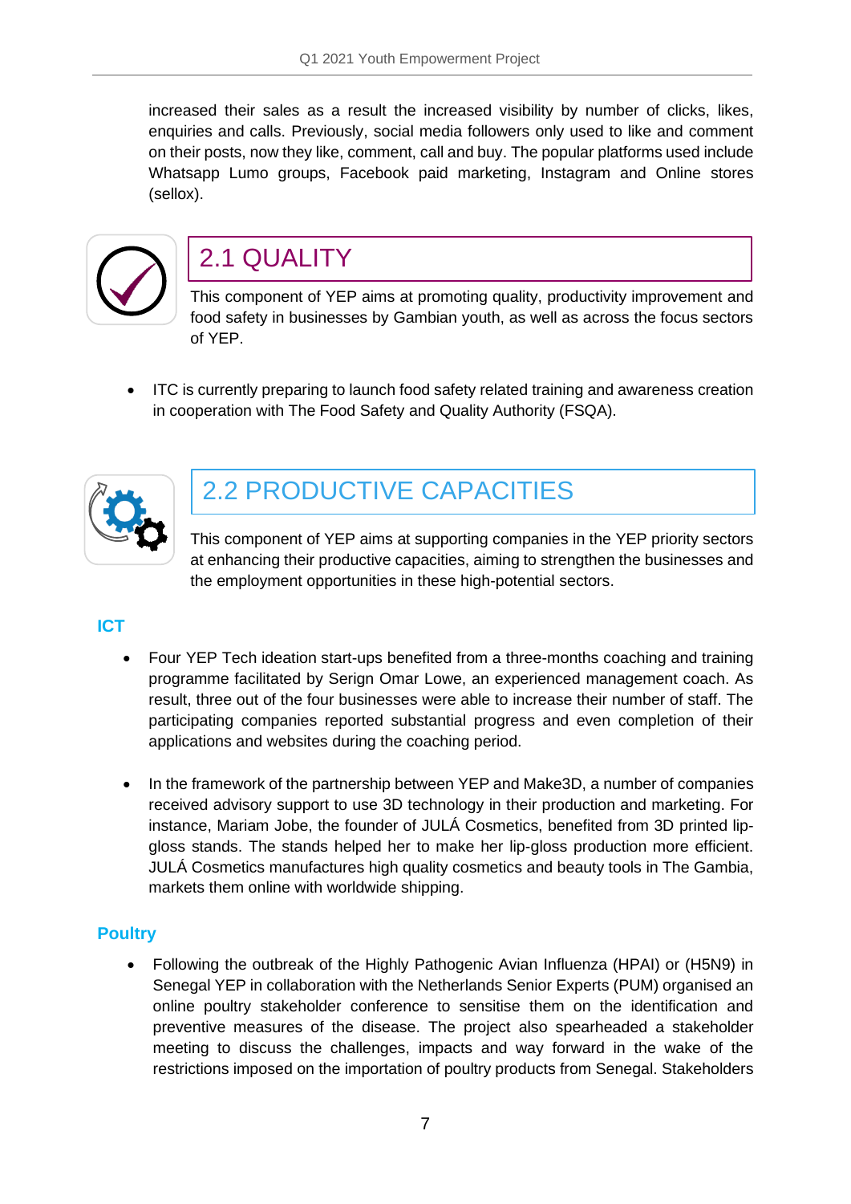increased their sales as a result the increased visibility by number of clicks, likes, enquiries and calls. Previously, social media followers only used to like and comment on their posts, now they like, comment, call and buy. The popular platforms used include Whatsapp Lumo groups, Facebook paid marketing, Instagram and Online stores (sellox).

## 2.1 QUALITY

This component of YEP aims at promoting quality, productivity improvement and food safety in businesses by Gambian youth, as well as across the focus sectors of YEP.

- ITC is currently preparing to launch food safety related training and awareness creation in cooperation with The Food Safety and Quality Authority (FSQA).

## 2.2 PRODUCTIVE CAPACITIES

This component of YEP aims at supporting companies in the YEP priority sectors at enhancing their productive capacities, aiming to strengthen the businesses and the employment opportunities in these high-potential sectors.

### ICT

- Four YEP Tech ideation start-ups benefited from a three-months coaching and training programme facilitated by Serign Omar Lowe, an experienced management coach. As result, three out of the four businesses were able to increase their number of staff. The participating companies reported substantial progress and even completion of their applications and websites during the coaching period.

- In the framework of the partnership between YEP and Make3D, a number of companies received advisory support to use 3D technology in their production and marketing. For instance, Mariam Jobe, the founder of JULÁ Cosmetics, benefited from 3D printed lip-gloss stands. The stands helped her to make her lip-gloss production more efficient. JULÁ Cosmetics manufactures high quality cosmetics and beauty tools in The Gambia, markets them online with worldwide shipping.

### Poultry

- Following the outbreak of the Highly Pathogenic Avian Influenza (HPAI) or (H5N9) in Senegal YEP in collaboration with the Netherlands Senior Experts (PUM) organised an online poultry stakeholder conference to sensitise them on the identification and preventive measures of the disease. The project also spearheaded a stakeholder meeting to discuss the challenges, impacts and way forward in the wake of the restrictions imposed on the importation of poultry products from Senegal. Stakeholders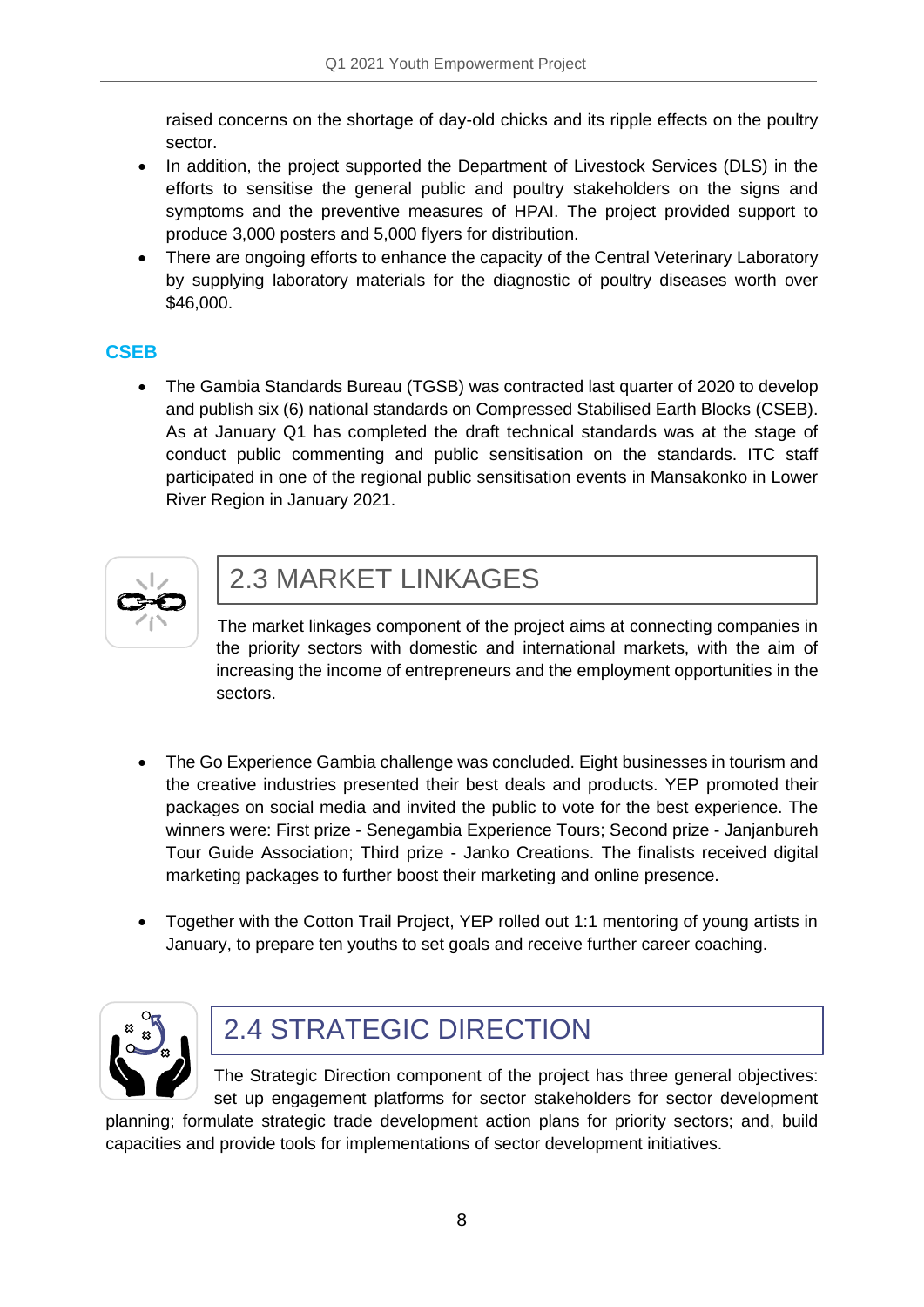raised concerns on the shortage of day-old chicks and its ripple effects on the poultry sector.

- In addition, the project supported the Department of Livestock Services (DLS) in the efforts to sensitise the general public and poultry stakeholders on the signs and symptoms and the preventive measures of HPAI. The project provided support to produce 3,000 posters and 5,000 flyers for distribution.
- There are ongoing efforts to enhance the capacity of the Central Veterinary Laboratory by supplying laboratory materials for the diagnostic of poultry diseases worth over $46,000.

### CSEB

- The Gambia Standards Bureau (TGSB) was contracted last quarter of 2020 to develop and publish six (6) national standards on Compressed Stabilised Earth Blocks (CSEB). As at January Q1 has completed the draft technical standards was at the stage of conduct public commenting and public sensitisation on the standards. ITC staff participated in one of the regional public sensitisation events in Mansakonko in Lower River Region in January 2021.

## 2.3 MARKET LINKAGES

The market linkages component of the project aims at connecting companies in the priority sectors with domestic and international markets, with the aim of increasing the income of entrepreneurs and the employment opportunities in the sectors.

- The Go Experience Gambia challenge was concluded. Eight businesses in tourism and the creative industries presented their best deals and products. YEP promoted their packages on social media and invited the public to vote for the best experience. The winners were: First prize - Senegambia Experience Tours; Second prize - Janjanbureh Tour Guide Association; Third prize - Janko Creations. The finalists received digital marketing packages to further boost their marketing and online presence.

- Together with the Cotton Trail Project, YEP rolled out 1:1 mentoring of young artists in January, to prepare ten youths to set goals and receive further career coaching.

## 2.4 STRATEGIC DIRECTION

The Strategic Direction component of the project has three general objectives: set up engagement platforms for sector stakeholders for sector development planning; formulate strategic trade development action plans for priority sectors; and, build capacities and provide tools for implementations of sector development initiatives.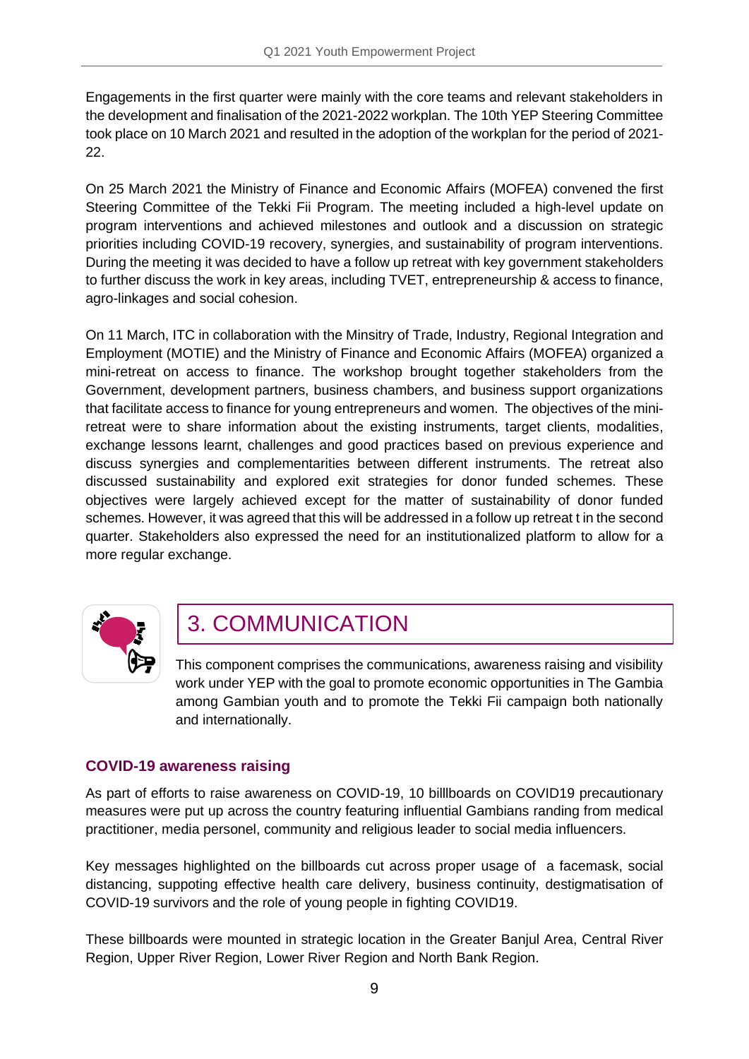Engagements in the first quarter were mainly with the core teams and relevant stakeholders in the development and finalisation of the 2021-2022 workplan. The 10th YEP Steering Committee took place on 10 March 2021 and resulted in the adoption of the workplan for the period of 2021-22.

On 25 March 2021 the Ministry of Finance and Economic Affairs (MOFEA) convened the first Steering Committee of the Tekki Fii Program. The meeting included a high-level update on program interventions and achieved milestones and outlook and a discussion on strategic priorities including COVID-19 recovery, synergies, and sustainability of program interventions. During the meeting it was decided to have a follow up retreat with key government stakeholders to further discuss the work in key areas, including TVET, entrepreneurship & access to finance, agro-linkages and social cohesion.

On 11 March, ITC in collaboration with the Minsitry of Trade, Industry, Regional Integration and Employment (MOTIE) and the Ministry of Finance and Economic Affairs (MOFEA) organized a mini-retreat on access to finance. The workshop brought together stakeholders from the Government, development partners, business chambers, and business support organizations that facilitate access to finance for young entrepreneurs and women. The objectives of the mini-retreat were to share information about the existing instruments, target clients, modalities, exchange lessons learnt, challenges and good practices based on previous experience and discuss synergies and complementarities between different instruments. The retreat also discussed sustainability and explored exit strategies for donor funded schemes. These objectives were largely achieved except for the matter of sustainability of donor funded schemes. However, it was agreed that this will be addressed in a follow up retreat t in the second quarter. Stakeholders also expressed the need for an institutionalized platform to allow for a more regular exchange.

## 3. COMMUNICATION

This component comprises the communications, awareness raising and visibility work under YEP with the goal to promote economic opportunities in The Gambia among Gambian youth and to promote the Tekki Fii campaign both nationally and internationally.

### COVID-19 awareness raising

As part of efforts to raise awareness on COVID-19, 10 billlboards on COVID19 precautionary measures were put up across the country featuring influential Gambians randing from medical practitioner, media personel, community and religious leader to social media influencers.

Key messages highlighted on the billboards cut across proper usage of a facemask, social distancing, suppoting effective health care delivery, business continuity, destigmatisation of COVID-19 survivors and the role of young people in fighting COVID19.

These billboards were mounted in strategic location in the Greater Banjul Area, Central River Region, Upper River Region, Lower River Region and North Bank Region.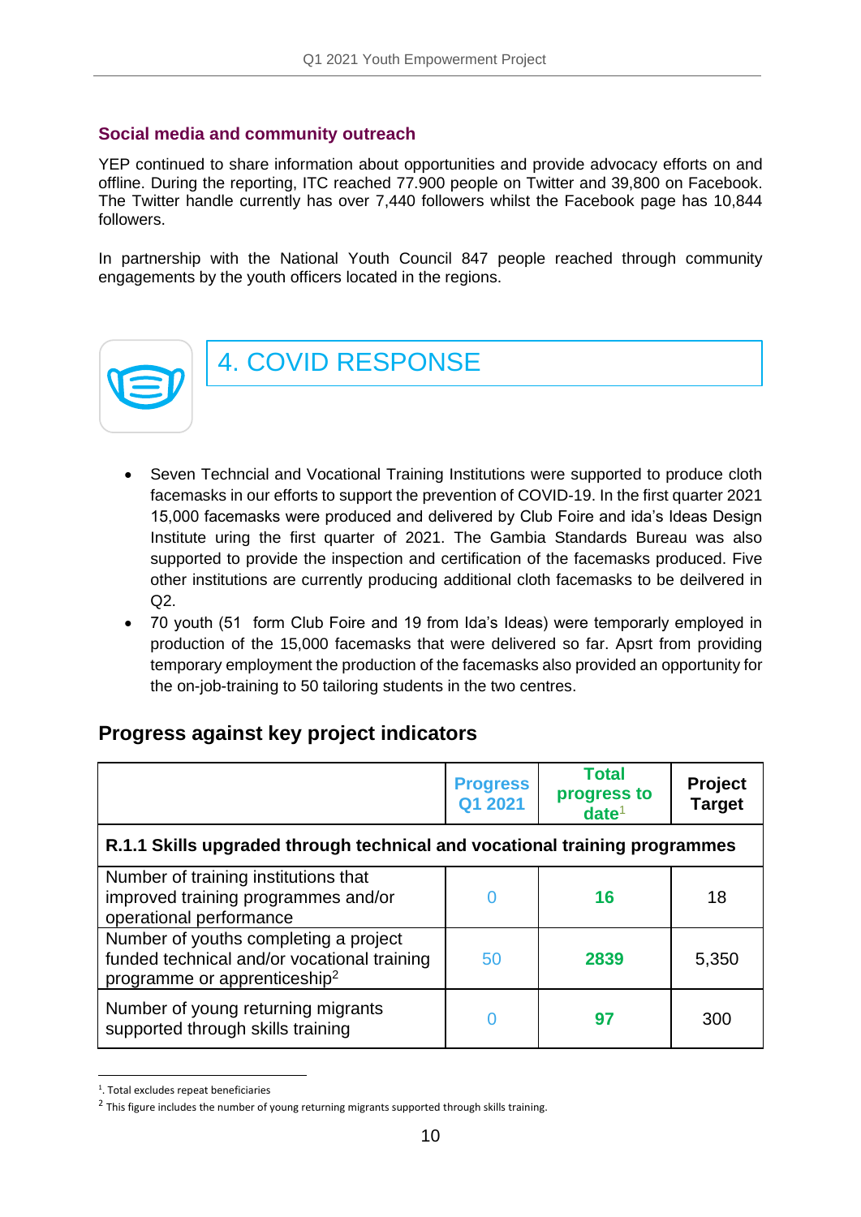### Social media and community outreach

YEP continued to share information about opportunities and provide advocacy efforts on and offline. During the reporting, ITC reached 77.900 people on Twitter and 39,800 on Facebook. The Twitter handle currently has over 7,440 followers whilst the Facebook page has 10,844 followers.

In partnership with the National Youth Council 847 people reached through community engagements by the youth officers located in the regions.

## 4. COVID RESPONSE

- Seven Techncial and Vocational Training Institutions were supported to produce cloth facemasks in our efforts to support the prevention of COVID-19. In the first quarter 2021 15,000 facemasks were produced and delivered by Club Foire and ida's Ideas Design Institute uring the first quarter of 2021. The Gambia Standards Bureau was also supported to provide the inspection and certification of the facemasks produced. Five other institutions are currently producing additional cloth facemasks to be deilvered in Q2.
- 70 youth (51 form Club Foire and 19 from Ida's Ideas) were temporarly employed in production of the 15,000 facemasks that were delivered so far. Apsrt from providing temporary employment the production of the facemasks also provided an opportunity for the on-job-training to 50 tailoring students in the two centres.

## Progress against key project indicators

| | Progress Q1 2021 | Total progress to date[1] | Project Target |
|---|---|---|---|
| **R.1.1 Skills upgraded through technical and vocational training programmes** | | | |
| Number of training institutions that improved training programmes and/or operational performance | 0 | **16** | 18 |
| Number of youths completing a project funded technical and/or vocational training programme or apprenticeship[2] | 50 | **2839** | 5,350 |
| Number of young returning migrants supported through skills training | 0 | **97** | 300 |

[1]. Total excludes repeat beneficiaries

[2] This figure includes the number of young returning migrants supported through skills training.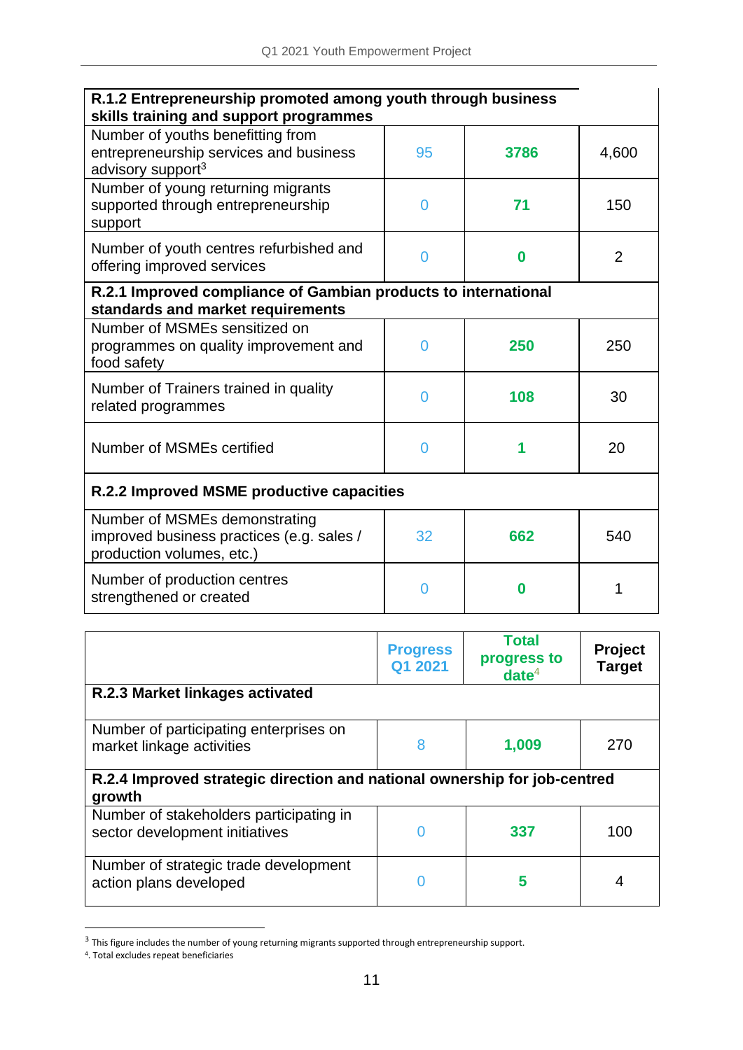| R.1.2 Entrepreneurship promoted among youth through business skills training and support programmes | | | |
|---|---|---|---|
| Number of youths benefitting from entrepreneurship services and business advisory support[3] | 95 | **3786** | 4,600 |
| Number of young returning migrants supported through entrepreneurship support | 0 | **71** | 150 |
| Number of youth centres refurbished and offering improved services | 0 | **0** | 2 |
| **R.2.1 Improved compliance of Gambian products to international standards and market requirements** | | | |
| Number of MSMEs sensitized on programmes on quality improvement and food safety | 0 | **250** | 250 |
| Number of Trainers trained in quality related programmes | 0 | **108** | 30 |
| Number of MSMEs certified | 0 | **1** | 20 |
| **R.2.2 Improved MSME productive capacities** | | | |
| Number of MSMEs demonstrating improved business practices (e.g. sales / production volumes, etc.) | 32 | **662** | 540 |
| Number of production centres strengthened or created | 0 | **0** | 1 |

| | **Progress Q1 2021** | **Total progress to date[4]** | **Project Target** |
|---|---|---|---|
| **R.2.3 Market linkages activated** | | | |
| Number of participating enterprises on market linkage activities | 8 | **1,009** | 270 |
| **R.2.4 Improved strategic direction and national ownership for job-centred growth** | | | |
| Number of stakeholders participating in sector development initiatives | 0 | **337** | 100 |
| Number of strategic trade development action plans developed | 0 | **5** | 4 |

[3] This figure includes the number of young returning migrants supported through entrepreneurship support.

[4]. Total excludes repeat beneficiaries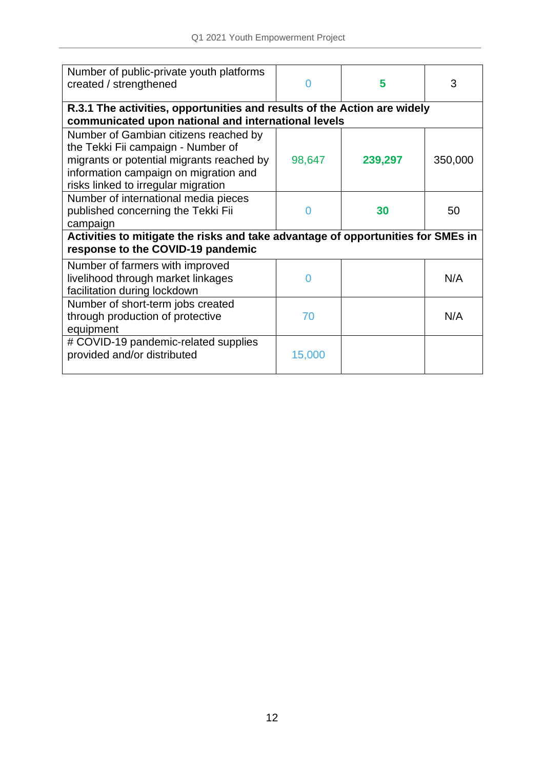| | | | |
|---|---|---|---|
| Number of public-private youth platforms created / strengthened | 0 | **5** | 3 |
| **R.3.1 The activities, opportunities and results of the Action are widely communicated upon national and international levels** | | | |
| Number of Gambian citizens reached by the Tekki Fii campaign - Number of migrants or potential migrants reached by information campaign on migration and risks linked to irregular migration | 98,647 | **239,297** | 350,000 |
| Number of international media pieces published concerning the Tekki Fii campaign | 0 | **30** | 50 |
| **Activities to mitigate the risks and take advantage of opportunities for SMEs in response to the COVID-19 pandemic** | | | |
| Number of farmers with improved livelihood through market linkages facilitation during lockdown | 0 | | N/A |
| Number of short-term jobs created through production of protective equipment | 70 | | N/A |
| # COVID-19 pandemic-related supplies provided and/or distributed | 15,000 | | |